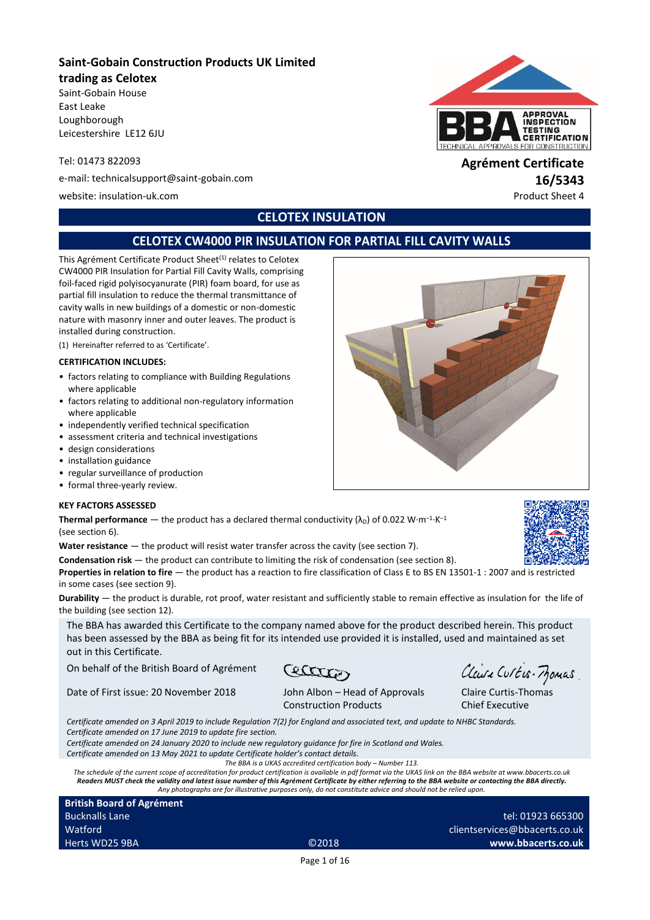**Saint-Gobain Construction Products UK Limited**
**trading as Celotex**
Saint-Gobain House
East Leake
Loughborough
Leicestershire LE12 6JU

Tel: 01473 822093

e-mail: technicalsupport@saint-gobain.com

website: insulation-uk.com

**Agrément Certificate**
**16/5343**
Product Sheet 4

## CELOTEX INSULATION

## CELOTEX CW4000 PIR INSULATION FOR PARTIAL FILL CAVITY WALLS

This Agrément Certificate Product Sheet[1] relates to Celotex CW4000 PIR Insulation for Partial Fill Cavity Walls, comprising foil-faced rigid polyisocyanurate (PIR) foam board, for use as partial fill insulation to reduce the thermal transmittance of cavity walls in new buildings of a domestic or non-domestic nature with masonry inner and outer leaves. The product is installed during construction.

(1) Hereinafter referred to as 'Certificate'.

**CERTIFICATION INCLUDES:**

- factors relating to compliance with Building Regulations where applicable
- factors relating to additional non-regulatory information where applicable
- independently verified technical specification
- assessment criteria and technical investigations
- design considerations
- installation guidance
- regular surveillance of production
- formal three-yearly review.

**KEY FACTORS ASSESSED**

**Thermal performance** — the product has a declared thermal conductivity ($\lambda_D$) of 0.022 $W{\cdot}m^{-1}{\cdot}K^{-1}$ (see section 6).

**Water resistance** — the product will resist water transfer across the cavity (see section 7).

**Condensation risk** — the product can contribute to limiting the risk of condensation (see section 8).

**Properties in relation to fire** — the product has a reaction to fire classification of Class E to BS EN 13501-1 : 2007 and is restricted in some cases (see section 9).

**Durability** — the product is durable, rot proof, water resistant and sufficiently stable to remain effective as insulation for the life of the building (see section 12).

The BBA has awarded this Certificate to the company named above for the product described herein. This product has been assessed by the BBA as being fit for its intended use provided it is installed, used and maintained as set out in this Certificate.

On behalf of the British Board of Agrément

Date of First issue: 20 November 2018

John Albon – Head of Approvals
Construction Products

Claire Curtis-Thomas
Chief Executive

*Certificate amended on 3 April 2019 to include Regulation 7(2) for England and associated text, and update to NHBC Standards.*
*Certificate amended on 17 June 2019 to update fire section.*
*Certificate amended on 24 January 2020 to include new regulatory guidance for fire in Scotland and Wales.*
*Certificate amended on 13 May 2021 to update Certificate holder's contact details.*

*The BBA is a UKAS accredited certification body – Number 113.*
*The schedule of the current scope of accreditation for product certification is available in pdf format via the UKAS link on the BBA website at www.bbacerts.co.uk*
***Readers MUST check the validity and latest issue number of this Agrément Certificate by either referring to the BBA website or contacting the BBA directly.***
*Any photographs are for illustrative purposes only, do not constitute advice and should not be relied upon.*

**British Board of Agrément**
Bucknalls Lane
Watford
Herts WD25 9BA

©2018

tel: 01923 665300
clientservices@bbacerts.co.uk
**www.bbacerts.co.uk**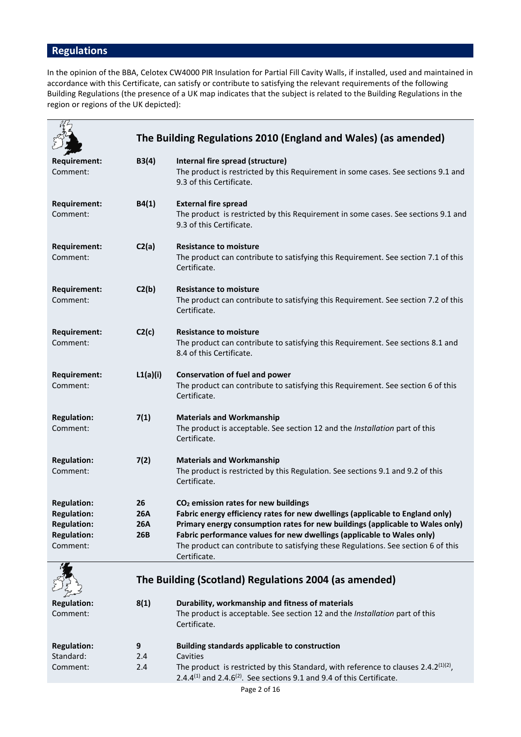## Regulations

In the opinion of the BBA, Celotex CW4000 PIR Insulation for Partial Fill Cavity Walls, if installed, used and maintained in accordance with this Certificate, can satisfy or contribute to satisfying the relevant requirements of the following Building Regulations (the presence of a UK map indicates that the subject is related to the Building Regulations in the region or regions of the UK depicted):

### The Building Regulations 2010 (England and Wales) (as amended)

| | | |
|---|---|---|
| **Requirement:** | **B3(4)** | **Internal fire spread (structure)** |
| Comment: | | The product is restricted by this Requirement in some cases. See sections 9.1 and 9.3 of this Certificate. |
| **Requirement:** | **B4(1)** | **External fire spread** |
| Comment: | | The product is restricted by this Requirement in some cases. See sections 9.1 and 9.3 of this Certificate. |
| **Requirement:** | **C2(a)** | **Resistance to moisture** |
| Comment: | | The product can contribute to satisfying this Requirement. See section 7.1 of this Certificate. |
| **Requirement:** | **C2(b)** | **Resistance to moisture** |
| Comment: | | The product can contribute to satisfying this Requirement. See section 7.2 of this Certificate. |
| **Requirement:** | **C2(c)** | **Resistance to moisture** |
| Comment: | | The product can contribute to satisfying this Requirement. See sections 8.1 and 8.4 of this Certificate. |
| **Requirement:** | **L1(a)(i)** | **Conservation of fuel and power** |
| Comment: | | The product can contribute to satisfying this Requirement. See section 6 of this Certificate. |
| **Regulation:** | **7(1)** | **Materials and Workmanship** |
| Comment: | | The product is acceptable. See section 12 and the *Installation* part of this Certificate. |
| **Regulation:** | **7(2)** | **Materials and Workmanship** |
| Comment: | | The product is restricted by this Regulation. See sections 9.1 and 9.2 of this Certificate. |
| **Regulation:** | **26** | **$CO_2$ emission rates for new buildings** |
| **Regulation:** | **26A** | **Fabric energy efficiency rates for new dwellings (applicable to England only)** |
| **Regulation:** | **26A** | **Primary energy consumption rates for new buildings (applicable to Wales only)** |
| **Regulation:** | **26B** | **Fabric performance values for new dwellings (applicable to Wales only)** |
| Comment: | | The product can contribute to satisfying these Regulations. See section 6 of this Certificate. |

### The Building (Scotland) Regulations 2004 (as amended)

| | | |
|---|---|---|
| **Regulation:** | **8(1)** | **Durability, workmanship and fitness of materials** |
| Comment: | | The product is acceptable. See section 12 and the *Installation* part of this Certificate. |
| **Regulation:** | **9** | **Building standards applicable to construction** |
| Standard: | 2.4 | Cavities |
| Comment: | 2.4 | The product is restricted by this Standard, with reference to clauses 2.4.2[(1)(2)], 2.4.4[(1)] and 2.4.6[(2)]. See sections 9.1 and 9.4 of this Certificate. |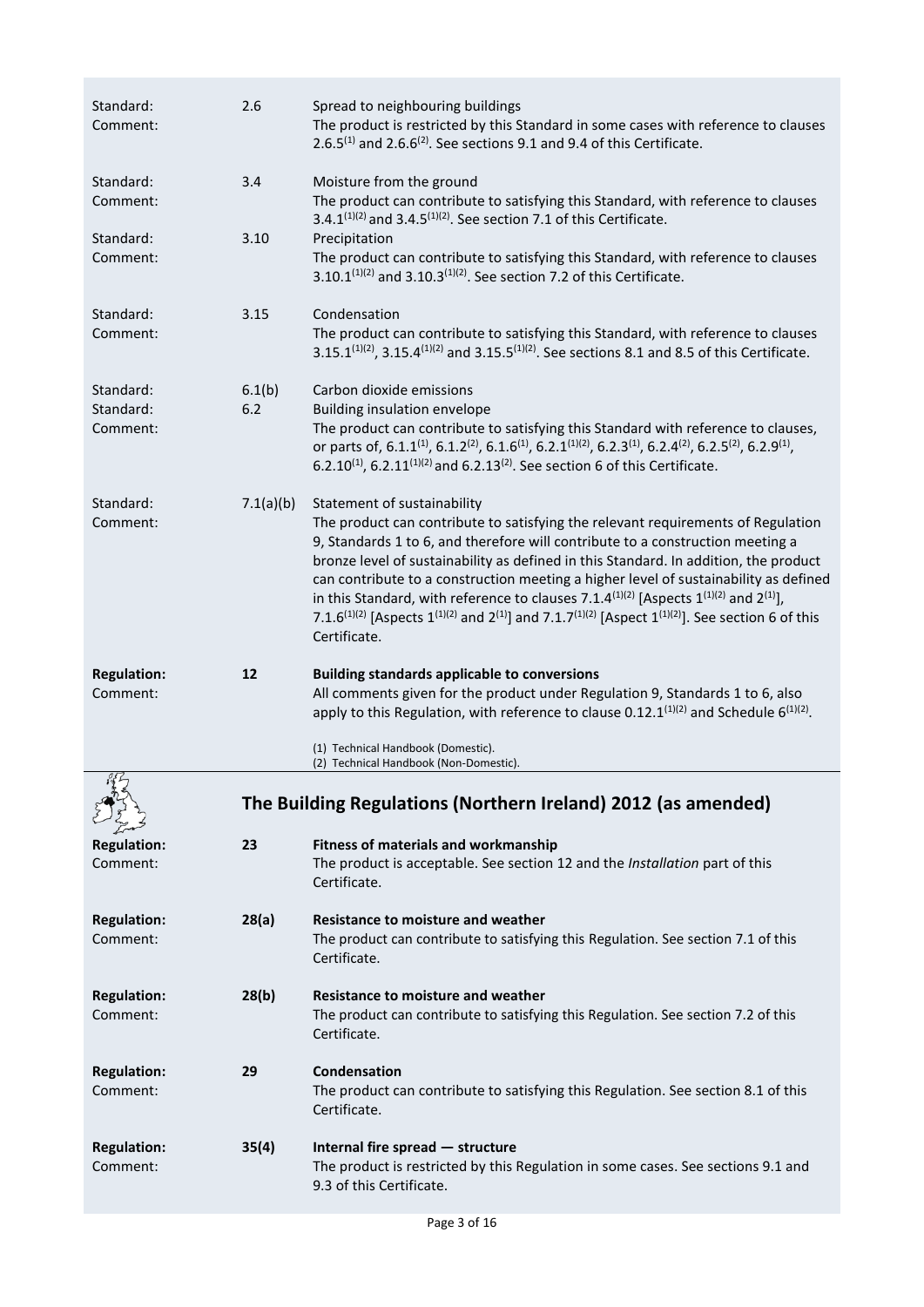| | | |
|---|---|---|
| Standard: | 2.6 | Spread to neighbouring buildings |
| Comment: | | The product is restricted by this Standard in some cases with reference to clauses 2.6.5(1) and 2.6.6(2). See sections 9.1 and 9.4 of this Certificate. |
| Standard: | 3.4 | Moisture from the ground |
| Comment: | | The product can contribute to satisfying this Standard, with reference to clauses 3.4.1(1)(2) and 3.4.5(1)(2). See section 7.1 of this Certificate. |
| Standard: | 3.10 | Precipitation |
| Comment: | | The product can contribute to satisfying this Standard, with reference to clauses 3.10.1(1)(2) and 3.10.3(1)(2). See section 7.2 of this Certificate. |
| Standard: | 3.15 | Condensation |
| Comment: | | The product can contribute to satisfying this Standard, with reference to clauses 3.15.1(1)(2), 3.15.4(1)(2) and 3.15.5(1)(2). See sections 8.1 and 8.5 of this Certificate. |
| Standard: | 6.1(b) | Carbon dioxide emissions |
| Standard: | 6.2 | Building insulation envelope |
| Comment: | | The product can contribute to satisfying this Standard with reference to clauses, or parts of, 6.1.1(1), 6.1.2(2), 6.1.6(1), 6.2.1(1)(2), 6.2.3(1), 6.2.4(2), 6.2.5(2), 6.2.9(1), 6.2.10(1), 6.2.11(1)(2) and 6.2.13(2). See section 6 of this Certificate. |
| Standard: | 7.1(a)(b) | Statement of sustainability |
| Comment: | | The product can contribute to satisfying the relevant requirements of Regulation 9, Standards 1 to 6, and therefore will contribute to a construction meeting a bronze level of sustainability as defined in this Standard. In addition, the product can contribute to a construction meeting a higher level of sustainability as defined in this Standard, with reference to clauses 7.1.4(1)(2) [Aspects 1(1)(2) and 2(1)], 7.1.6(1)(2) [Aspects 1(1)(2) and 2(1)] and 7.1.7(1)(2) [Aspect 1(1)(2)]. See section 6 of this Certificate. |
| **Regulation:** | **12** | **Building standards applicable to conversions** |
| Comment: | | All comments given for the product under Regulation 9, Standards 1 to 6, also apply to this Regulation, with reference to clause 0.12.1(1)(2) and Schedule 6(1)(2). |

(1) Technical Handbook (Domestic).
(2) Technical Handbook (Non-Domestic).

## The Building Regulations (Northern Ireland) 2012 (as amended)

| | | |
|---|---|---|
| **Regulation:** | **23** | **Fitness of materials and workmanship** |
| Comment: | | The product is acceptable. See section 12 and the *Installation* part of this Certificate. |
| **Regulation:** | **28(a)** | **Resistance to moisture and weather** |
| Comment: | | The product can contribute to satisfying this Regulation. See section 7.1 of this Certificate. |
| **Regulation:** | **28(b)** | **Resistance to moisture and weather** |
| Comment: | | The product can contribute to satisfying this Regulation. See section 7.2 of this Certificate. |
| **Regulation:** | **29** | **Condensation** |
| Comment: | | The product can contribute to satisfying this Regulation. See section 8.1 of this Certificate. |
| **Regulation:** | **35(4)** | **Internal fire spread — structure** |
| Comment: | | The product is restricted by this Regulation in some cases. See sections 9.1 and 9.3 of this Certificate. |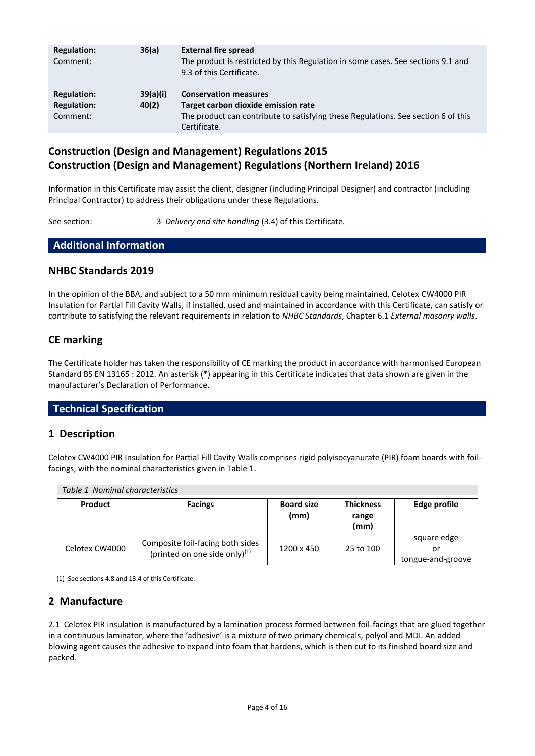| | | |
|---|---|---|
| **Regulation:** | **36(a)** | **External fire spread** |
| Comment: | | The product is restricted by this Regulation in some cases. See sections 9.1 and 9.3 of this Certificate. |
| **Regulation:** | **39(a)(i)** | **Conservation measures** |
| **Regulation:** | **40(2)** | **Target carbon dioxide emission rate** |
| Comment: | | The product can contribute to satisfying these Regulations. See section 6 of this Certificate. |

## Construction (Design and Management) Regulations 2015
## Construction (Design and Management) Regulations (Northern Ireland) 2016

Information in this Certificate may assist the client, designer (including Principal Designer) and contractor (including Principal Contractor) to address their obligations under these Regulations.

See section: 3 *Delivery and site handling* (3.4) of this Certificate.

## Additional Information

### NHBC Standards 2019

In the opinion of the BBA, and subject to a 50 mm minimum residual cavity being maintained, Celotex CW4000 PIR Insulation for Partial Fill Cavity Walls, if installed, used and maintained in accordance with this Certificate, can satisfy or contribute to satisfying the relevant requirements in relation to *NHBC Standards*, Chapter 6.1 *External masonry walls*.

### CE marking

The Certificate holder has taken the responsibility of CE marking the product in accordance with harmonised European Standard BS EN 13165 : 2012. An asterisk (*) appearing in this Certificate indicates that data shown are given in the manufacturer's Declaration of Performance.

## Technical Specification

### 1 Description

Celotex CW4000 PIR Insulation for Partial Fill Cavity Walls comprises rigid polyisocyanurate (PIR) foam boards with foil-facings, with the nominal characteristics given in Table 1.

*Table 1 Nominal characteristics*

| Product | Facings | Board size (mm) | Thickness range (mm) | Edge profile |
|---|---|---|---|---|
| Celotex CW4000 | Composite foil-facing both sides (printed on one side only)(1) | 1200 x 450 | 25 to 100 | square edge or tongue-and-groove |

(1) See sections 4.8 and 13.4 of this Certificate.

### 2 Manufacture

2.1 Celotex PIR insulation is manufactured by a lamination process formed between foil-facings that are glued together in a continuous laminator, where the 'adhesive' is a mixture of two primary chemicals, polyol and MDI. An added blowing agent causes the adhesive to expand into foam that hardens, which is then cut to its finished board size and packed.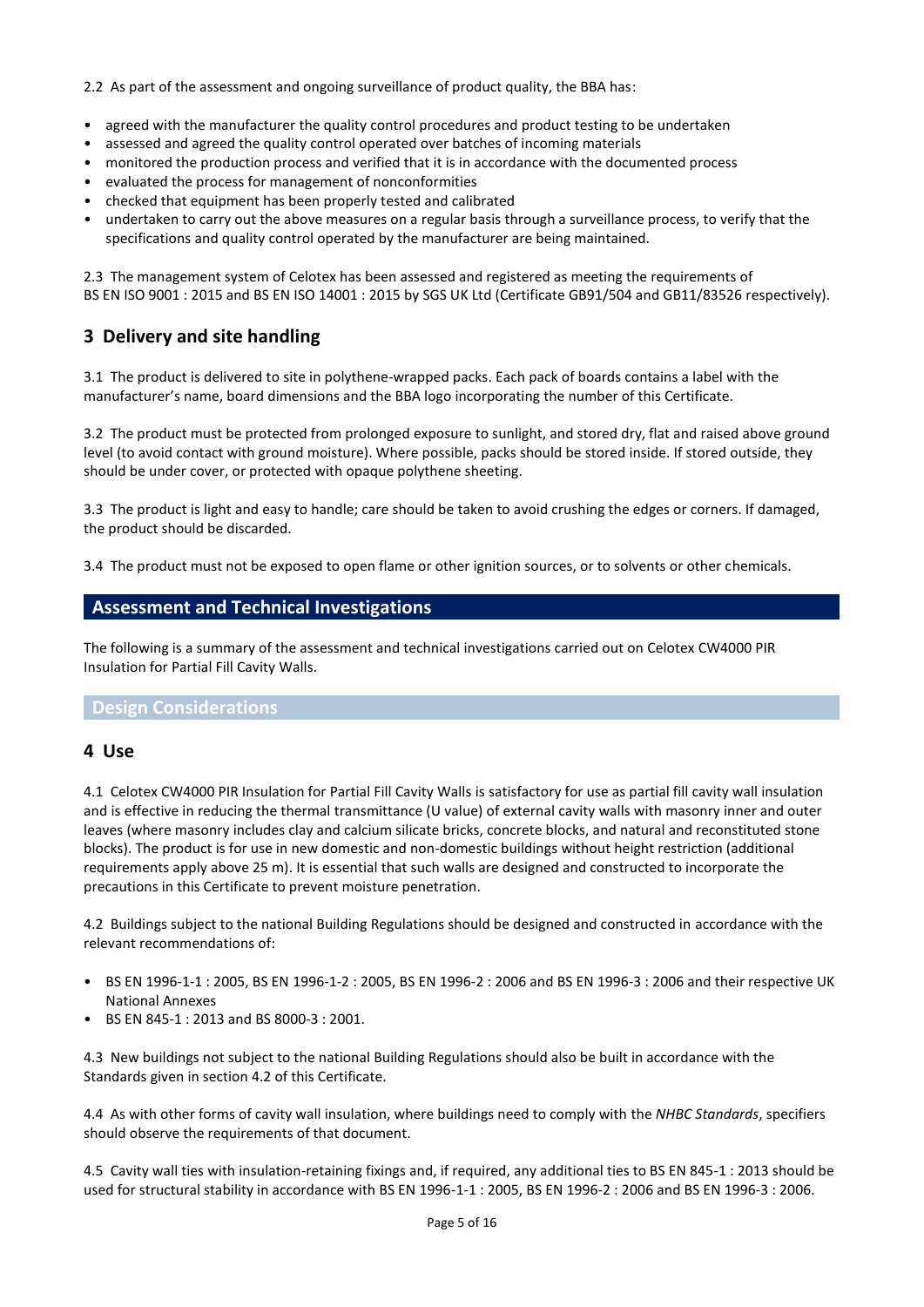2.2 As part of the assessment and ongoing surveillance of product quality, the BBA has:

- agreed with the manufacturer the quality control procedures and product testing to be undertaken
- assessed and agreed the quality control operated over batches of incoming materials
- monitored the production process and verified that it is in accordance with the documented process
- evaluated the process for management of nonconformities
- checked that equipment has been properly tested and calibrated
- undertaken to carry out the above measures on a regular basis through a surveillance process, to verify that the specifications and quality control operated by the manufacturer are being maintained.

2.3 The management system of Celotex has been assessed and registered as meeting the requirements of BS EN ISO 9001 : 2015 and BS EN ISO 14001 : 2015 by SGS UK Ltd (Certificate GB91/504 and GB11/83526 respectively).

## 3 Delivery and site handling

3.1 The product is delivered to site in polythene-wrapped packs. Each pack of boards contains a label with the manufacturer's name, board dimensions and the BBA logo incorporating the number of this Certificate.

3.2 The product must be protected from prolonged exposure to sunlight, and stored dry, flat and raised above ground level (to avoid contact with ground moisture). Where possible, packs should be stored inside. If stored outside, they should be under cover, or protected with opaque polythene sheeting.

3.3 The product is light and easy to handle; care should be taken to avoid crushing the edges or corners. If damaged, the product should be discarded.

3.4 The product must not be exposed to open flame or other ignition sources, or to solvents or other chemicals.

## Assessment and Technical Investigations

The following is a summary of the assessment and technical investigations carried out on Celotex CW4000 PIR Insulation for Partial Fill Cavity Walls.

### Design Considerations

## 4 Use

4.1 Celotex CW4000 PIR Insulation for Partial Fill Cavity Walls is satisfactory for use as partial fill cavity wall insulation and is effective in reducing the thermal transmittance (U value) of external cavity walls with masonry inner and outer leaves (where masonry includes clay and calcium silicate bricks, concrete blocks, and natural and reconstituted stone blocks). The product is for use in new domestic and non-domestic buildings without height restriction (additional requirements apply above 25 m). It is essential that such walls are designed and constructed to incorporate the precautions in this Certificate to prevent moisture penetration.

4.2 Buildings subject to the national Building Regulations should be designed and constructed in accordance with the relevant recommendations of:

- BS EN 1996-1-1 : 2005, BS EN 1996-1-2 : 2005, BS EN 1996-2 : 2006 and BS EN 1996-3 : 2006 and their respective UK National Annexes
- BS EN 845-1 : 2013 and BS 8000-3 : 2001.

4.3 New buildings not subject to the national Building Regulations should also be built in accordance with the Standards given in section 4.2 of this Certificate.

4.4 As with other forms of cavity wall insulation, where buildings need to comply with the *NHBC Standards*, specifiers should observe the requirements of that document.

4.5 Cavity wall ties with insulation-retaining fixings and, if required, any additional ties to BS EN 845-1 : 2013 should be used for structural stability in accordance with BS EN 1996-1-1 : 2005, BS EN 1996-2 : 2006 and BS EN 1996-3 : 2006.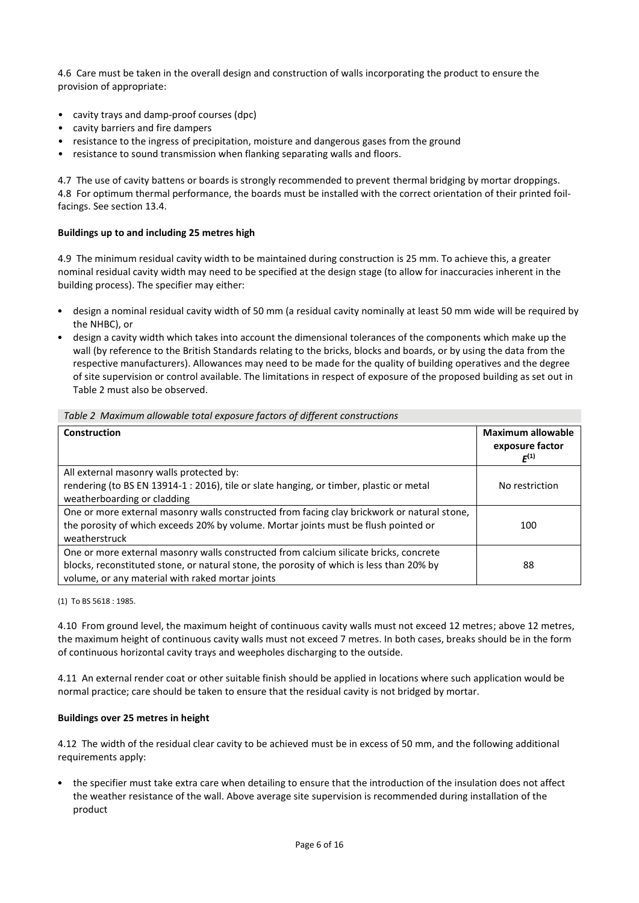4.6 Care must be taken in the overall design and construction of walls incorporating the product to ensure the provision of appropriate:

- cavity trays and damp-proof courses (dpc)
- cavity barriers and fire dampers
- resistance to the ingress of precipitation, moisture and dangerous gases from the ground
- resistance to sound transmission when flanking separating walls and floors.

4.7 The use of cavity battens or boards is strongly recommended to prevent thermal bridging by mortar droppings.
4.8 For optimum thermal performance, the boards must be installed with the correct orientation of their printed foil-facings. See section 13.4.

**Buildings up to and including 25 metres high**

4.9 The minimum residual cavity width to be maintained during construction is 25 mm. To achieve this, a greater nominal residual cavity width may need to be specified at the design stage (to allow for inaccuracies inherent in the building process). The specifier may either:

- design a nominal residual cavity width of 50 mm (a residual cavity nominally at least 50 mm wide will be required by the NHBC), or
- design a cavity width which takes into account the dimensional tolerances of the components which make up the wall (by reference to the British Standards relating to the bricks, blocks and boards, or by using the data from the respective manufacturers). Allowances may need to be made for the quality of building operatives and the degree of site supervision or control available. The limitations in respect of exposure of the proposed building as set out in Table 2 must also be observed.

*Table 2 Maximum allowable total exposure factors of different constructions*

| Construction | Maximum allowable exposure factor *E*[1] |
| --- | --- |
| All external masonry walls protected by: rendering (to BS EN 13914-1 : 2016), tile or slate hanging, or timber, plastic or metal weatherboarding or cladding | No restriction |
| One or more external masonry walls constructed from facing clay brickwork or natural stone, the porosity of which exceeds 20% by volume. Mortar joints must be flush pointed or weatherstruck | 100 |
| One or more external masonry walls constructed from calcium silicate bricks, concrete blocks, reconstituted stone, or natural stone, the porosity of which is less than 20% by volume, or any material with raked mortar joints | 88 |

(1) To BS 5618 : 1985.

4.10 From ground level, the maximum height of continuous cavity walls must not exceed 12 metres; above 12 metres, the maximum height of continuous cavity walls must not exceed 7 metres. In both cases, breaks should be in the form of continuous horizontal cavity trays and weepholes discharging to the outside.

4.11 An external render coat or other suitable finish should be applied in locations where such application would be normal practice; care should be taken to ensure that the residual cavity is not bridged by mortar.

**Buildings over 25 metres in height**

4.12 The width of the residual clear cavity to be achieved must be in excess of 50 mm, and the following additional requirements apply:

- the specifier must take extra care when detailing to ensure that the introduction of the insulation does not affect the weather resistance of the wall. Above average site supervision is recommended during installation of the product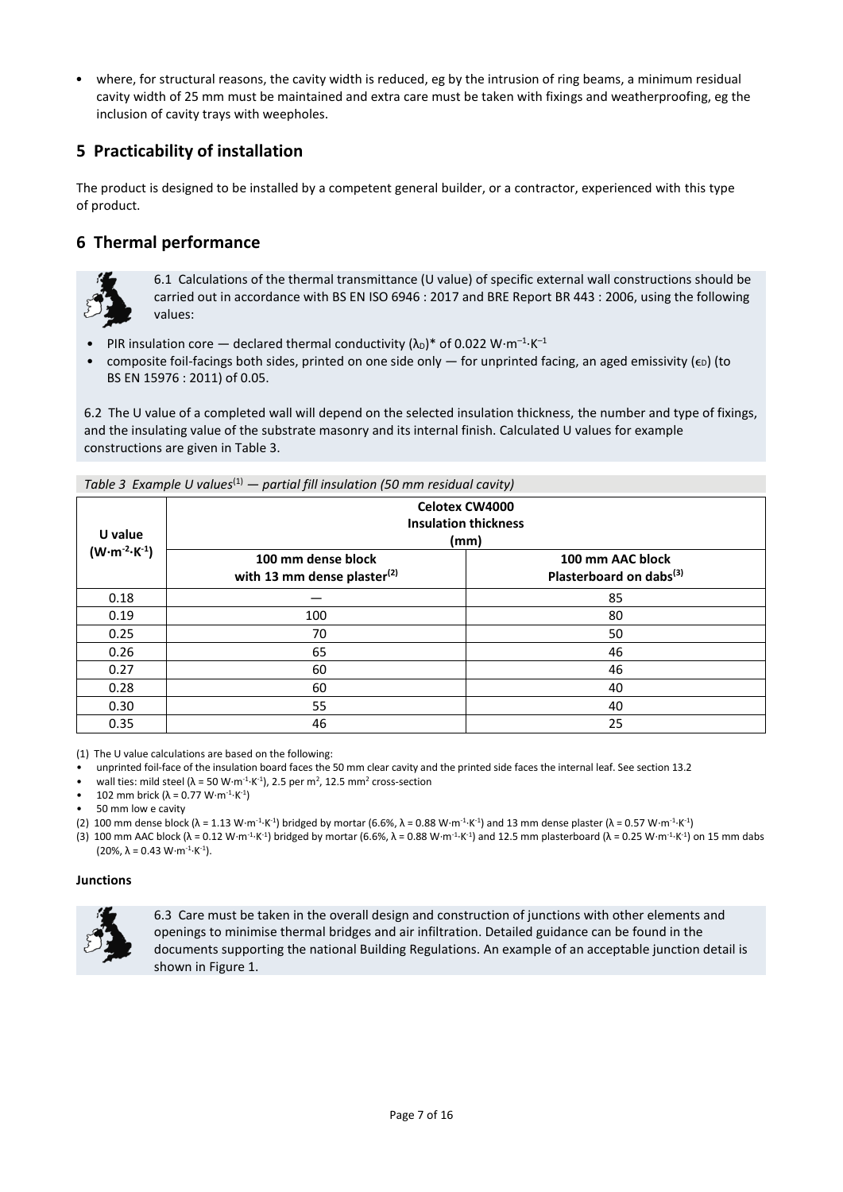- where, for structural reasons, the cavity width is reduced, eg by the intrusion of ring beams, a minimum residual cavity width of 25 mm must be maintained and extra care must be taken with fixings and weatherproofing, eg the inclusion of cavity trays with weepholes.

## 5 Practicability of installation

The product is designed to be installed by a competent general builder, or a contractor, experienced with this type of product.

## 6 Thermal performance

6.1 Calculations of the thermal transmittance (U value) of specific external wall constructions should be carried out in accordance with BS EN ISO 6946 : 2017 and BRE Report BR 443 : 2006, using the following values:

- PIR insulation core — declared thermal conductivity ($\lambda_D$)* of 0.022 $W \cdot m^{-1} \cdot K^{-1}$
- composite foil-facings both sides, printed on one side only — for unprinted facing, an aged emissivity ($\epsilon_D$) (to BS EN 15976 : 2011) of 0.05.

6.2 The U value of a completed wall will depend on the selected insulation thickness, the number and type of fixings, and the insulating value of the substrate masonry and its internal finish. Calculated U values for example constructions are given in Table 3.

*Table 3 Example U values[1] — partial fill insulation (50 mm residual cavity)*

| U value ($W \cdot m^{-2} \cdot K^{-1}$) | Celotex CW4000 Insulation thickness (mm) | |
|---|---|---|
| | 100 mm dense block with 13 mm dense plaster[2] | 100 mm AAC block Plasterboard on dabs[3] |
| 0.18 | — | 85 |
| 0.19 | 100 | 80 |
| 0.25 | 70 | 50 |
| 0.26 | 65 | 46 |
| 0.27 | 60 | 46 |
| 0.28 | 60 | 40 |
| 0.30 | 55 | 40 |
| 0.35 | 46 | 25 |

(1) The U value calculations are based on the following:

- unprinted foil-face of the insulation board faces the 50 mm clear cavity and the printed side faces the internal leaf. See section 13.2
- wall ties: mild steel ($\lambda$ = 50 $W \cdot m^{-1} \cdot K^{-1}$), 2.5 per $m^2$, 12.5 $mm^2$ cross-section
- 102 mm brick ($\lambda$ = 0.77 $W \cdot m^{-1} \cdot K^{-1}$)
- 50 mm low e cavity

(2) 100 mm dense block ($\lambda$ = 1.13 $W \cdot m^{-1} \cdot K^{-1}$) bridged by mortar (6.6%, $\lambda$ = 0.88 $W \cdot m^{-1} \cdot K^{-1}$) and 13 mm dense plaster ($\lambda$ = 0.57 $W \cdot m^{-1} \cdot K^{-1}$)

(3) 100 mm AAC block ($\lambda$ = 0.12 $W \cdot m^{-1} \cdot K^{-1}$) bridged by mortar (6.6%, $\lambda$ = 0.88 $W \cdot m^{-1} \cdot K^{-1}$) and 12.5 mm plasterboard ($\lambda$ = 0.25 $W \cdot m^{-1} \cdot K^{-1}$) on 15 mm dabs (20%, $\lambda$ = 0.43 $W \cdot m^{-1} \cdot K^{-1}$).

**Junctions**

6.3 Care must be taken in the overall design and construction of junctions with other elements and openings to minimise thermal bridges and air infiltration. Detailed guidance can be found in the documents supporting the national Building Regulations. An example of an acceptable junction detail is shown in Figure 1.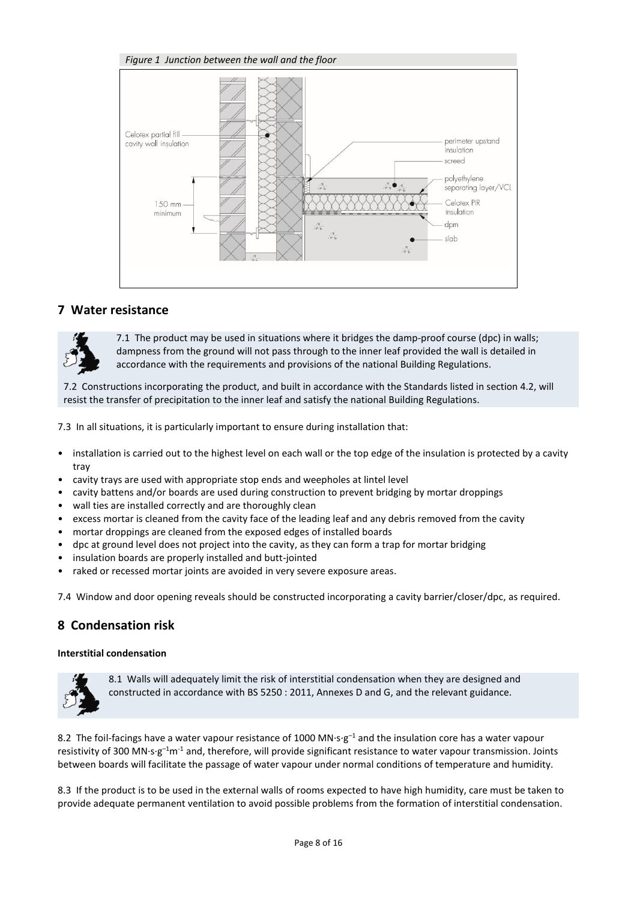*Figure 1 Junction between the wall and the floor*

Celotex partial fill cavity wall insulation

150 mm minimum

perimeter upstand insulation

screed

polyethylene separating layer/VCL

Celotex PIR insulation

dpm

slab

## 7 Water resistance

7.1 The product may be used in situations where it bridges the damp-proof course (dpc) in walls; dampness from the ground will not pass through to the inner leaf provided the wall is detailed in accordance with the requirements and provisions of the national Building Regulations.

7.2 Constructions incorporating the product, and built in accordance with the Standards listed in section 4.2, will resist the transfer of precipitation to the inner leaf and satisfy the national Building Regulations.

7.3 In all situations, it is particularly important to ensure during installation that:

- installation is carried out to the highest level on each wall or the top edge of the insulation is protected by a cavity tray
- cavity trays are used with appropriate stop ends and weepholes at lintel level
- cavity battens and/or boards are used during construction to prevent bridging by mortar droppings
- wall ties are installed correctly and are thoroughly clean
- excess mortar is cleaned from the cavity face of the leading leaf and any debris removed from the cavity
- mortar droppings are cleaned from the exposed edges of installed boards
- dpc at ground level does not project into the cavity, as they can form a trap for mortar bridging
- insulation boards are properly installed and butt-jointed
- raked or recessed mortar joints are avoided in very severe exposure areas.

7.4 Window and door opening reveals should be constructed incorporating a cavity barrier/closer/dpc, as required.

## 8 Condensation risk

**Interstitial condensation**

8.1 Walls will adequately limit the risk of interstitial condensation when they are designed and constructed in accordance with BS 5250 : 2011, Annexes D and G, and the relevant guidance.

8.2 The foil-facings have a water vapour resistance of 1000 $MN{\cdot}s{\cdot}g^{-1}$ and the insulation core has a water vapour resistivity of 300 $MN{\cdot}s{\cdot}g^{-1}m^{-1}$ and, therefore, will provide significant resistance to water vapour transmission. Joints between boards will facilitate the passage of water vapour under normal conditions of temperature and humidity.

8.3 If the product is to be used in the external walls of rooms expected to have high humidity, care must be taken to provide adequate permanent ventilation to avoid possible problems from the formation of interstitial condensation.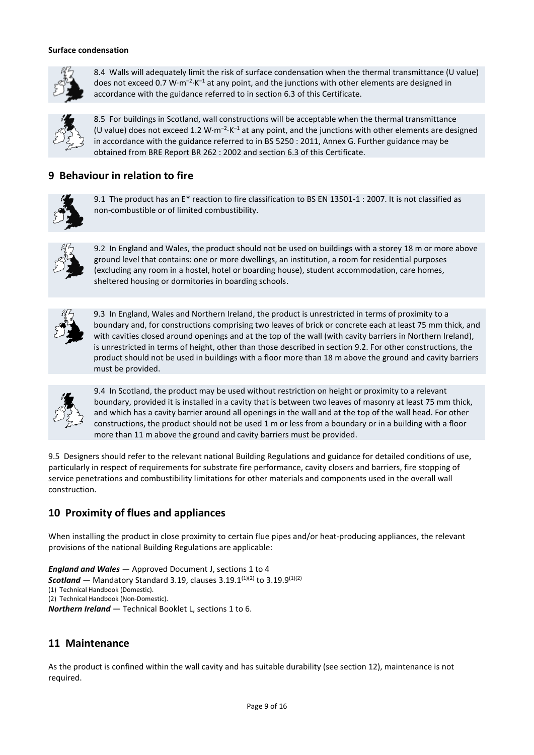**Surface condensation**

8.4 Walls will adequately limit the risk of surface condensation when the thermal transmittance (U value) does not exceed 0.7 $W{\cdot}m^{-2}{\cdot}K^{-1}$ at any point, and the junctions with other elements are designed in accordance with the guidance referred to in section 6.3 of this Certificate.

8.5 For buildings in Scotland, wall constructions will be acceptable when the thermal transmittance (U value) does not exceed 1.2 $W{\cdot}m^{-2}{\cdot}K^{-1}$ at any point, and the junctions with other elements are designed in accordance with the guidance referred to in BS 5250 : 2011, Annex G. Further guidance may be obtained from BRE Report BR 262 : 2002 and section 6.3 of this Certificate.

## 9 Behaviour in relation to fire

9.1 The product has an E* reaction to fire classification to BS EN 13501-1 : 2007. It is not classified as non-combustible or of limited combustibility.

9.2 In England and Wales, the product should not be used on buildings with a storey 18 m or more above ground level that contains: one or more dwellings, an institution, a room for residential purposes (excluding any room in a hostel, hotel or boarding house), student accommodation, care homes, sheltered housing or dormitories in boarding schools.

9.3 In England, Wales and Northern Ireland, the product is unrestricted in terms of proximity to a boundary and, for constructions comprising two leaves of brick or concrete each at least 75 mm thick, and with cavities closed around openings and at the top of the wall (with cavity barriers in Northern Ireland), is unrestricted in terms of height, other than those described in section 9.2. For other constructions, the product should not be used in buildings with a floor more than 18 m above the ground and cavity barriers must be provided.

9.4 In Scotland, the product may be used without restriction on height or proximity to a relevant boundary, provided it is installed in a cavity that is between two leaves of masonry at least 75 mm thick, and which has a cavity barrier around all openings in the wall and at the top of the wall head. For other constructions, the product should not be used 1 m or less from a boundary or in a building with a floor more than 11 m above the ground and cavity barriers must be provided.

9.5 Designers should refer to the relevant national Building Regulations and guidance for detailed conditions of use, particularly in respect of requirements for substrate fire performance, cavity closers and barriers, fire stopping of service penetrations and combustibility limitations for other materials and components used in the overall wall construction.

## 10 Proximity of flues and appliances

When installing the product in close proximity to certain flue pipes and/or heat-producing appliances, the relevant provisions of the national Building Regulations are applicable:

***England and Wales*** — Approved Document J, sections 1 to 4

***Scotland*** — Mandatory Standard 3.19, clauses 3.19.1[(1)(2)] to 3.19.9[(1)(2)]

(1) Technical Handbook (Domestic).

(2) Technical Handbook (Non-Domestic).

***Northern Ireland*** — Technical Booklet L, sections 1 to 6.

## 11 Maintenance

As the product is confined within the wall cavity and has suitable durability (see section 12), maintenance is not required.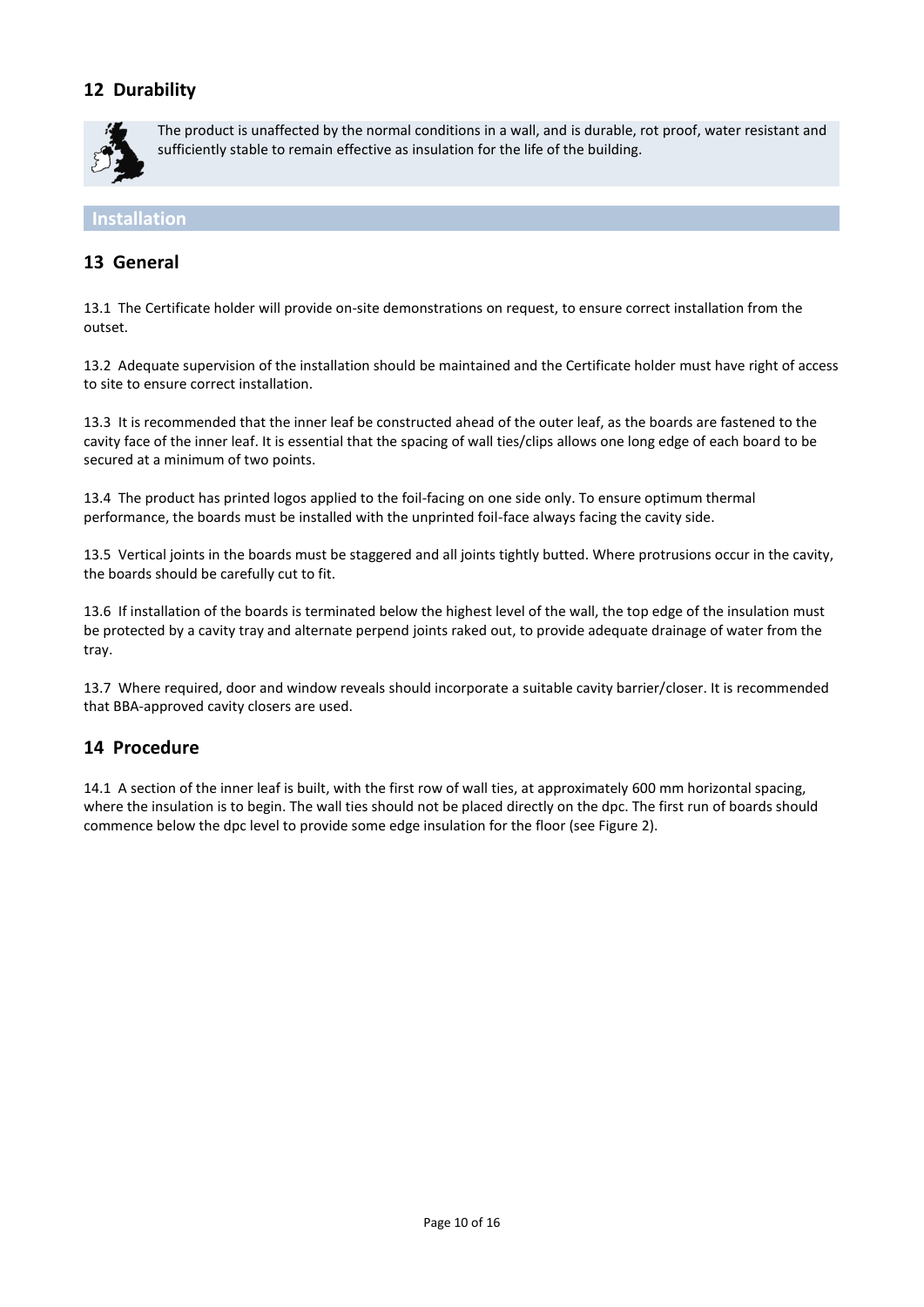## 12 Durability

The product is unaffected by the normal conditions in a wall, and is durable, rot proof, water resistant and sufficiently stable to remain effective as insulation for the life of the building.

# Installation

## 13 General

13.1 The Certificate holder will provide on-site demonstrations on request, to ensure correct installation from the outset.

13.2 Adequate supervision of the installation should be maintained and the Certificate holder must have right of access to site to ensure correct installation.

13.3 It is recommended that the inner leaf be constructed ahead of the outer leaf, as the boards are fastened to the cavity face of the inner leaf. It is essential that the spacing of wall ties/clips allows one long edge of each board to be secured at a minimum of two points.

13.4 The product has printed logos applied to the foil-facing on one side only. To ensure optimum thermal performance, the boards must be installed with the unprinted foil-face always facing the cavity side.

13.5 Vertical joints in the boards must be staggered and all joints tightly butted. Where protrusions occur in the cavity, the boards should be carefully cut to fit.

13.6 If installation of the boards is terminated below the highest level of the wall, the top edge of the insulation must be protected by a cavity tray and alternate perpend joints raked out, to provide adequate drainage of water from the tray.

13.7 Where required, door and window reveals should incorporate a suitable cavity barrier/closer. It is recommended that BBA-approved cavity closers are used.

## 14 Procedure

14.1 A section of the inner leaf is built, with the first row of wall ties, at approximately 600 mm horizontal spacing, where the insulation is to begin. The wall ties should not be placed directly on the dpc. The first run of boards should commence below the dpc level to provide some edge insulation for the floor (see Figure 2).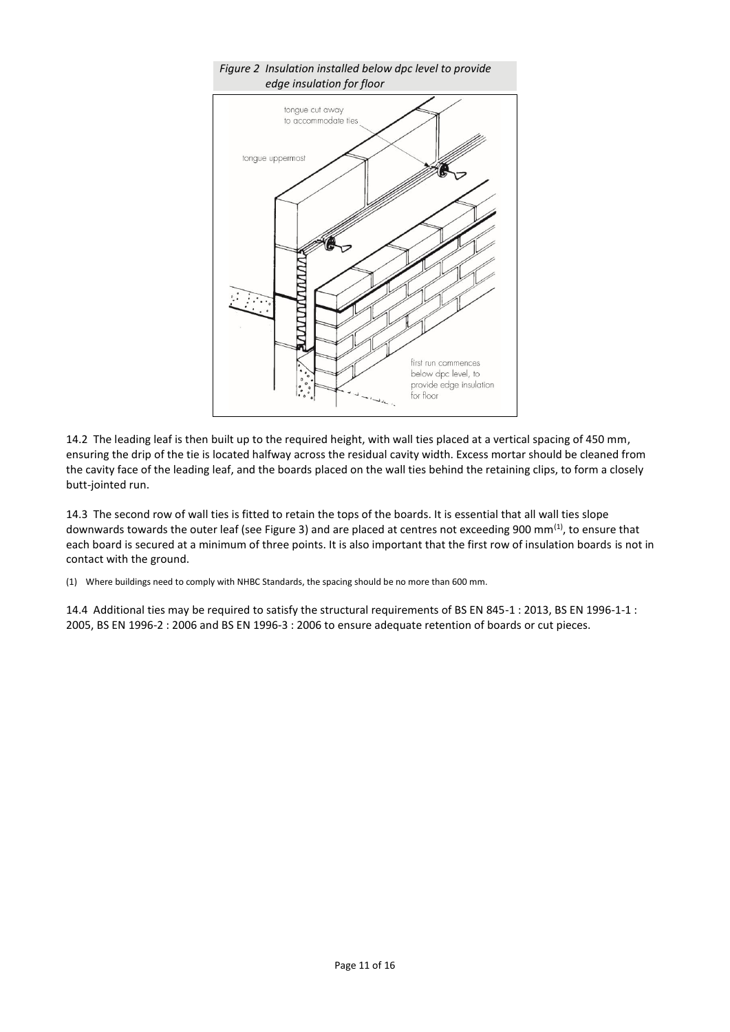*Figure 2 Insulation installed below dpc level to provide edge insulation for floor*

14.2 The leading leaf is then built up to the required height, with wall ties placed at a vertical spacing of 450 mm, ensuring the drip of the tie is located halfway across the residual cavity width. Excess mortar should be cleaned from the cavity face of the leading leaf, and the boards placed on the wall ties behind the retaining clips, to form a closely butt-jointed run.

14.3 The second row of wall ties is fitted to retain the tops of the boards. It is essential that all wall ties slope downwards towards the outer leaf (see Figure 3) and are placed at centres not exceeding 900 mm[(1)], to ensure that each board is secured at a minimum of three points. It is also important that the first row of insulation boards is not in contact with the ground.

(1) Where buildings need to comply with NHBC Standards, the spacing should be no more than 600 mm.

14.4 Additional ties may be required to satisfy the structural requirements of BS EN 845-1 : 2013, BS EN 1996-1-1 : 2005, BS EN 1996-2 : 2006 and BS EN 1996-3 : 2006 to ensure adequate retention of boards or cut pieces.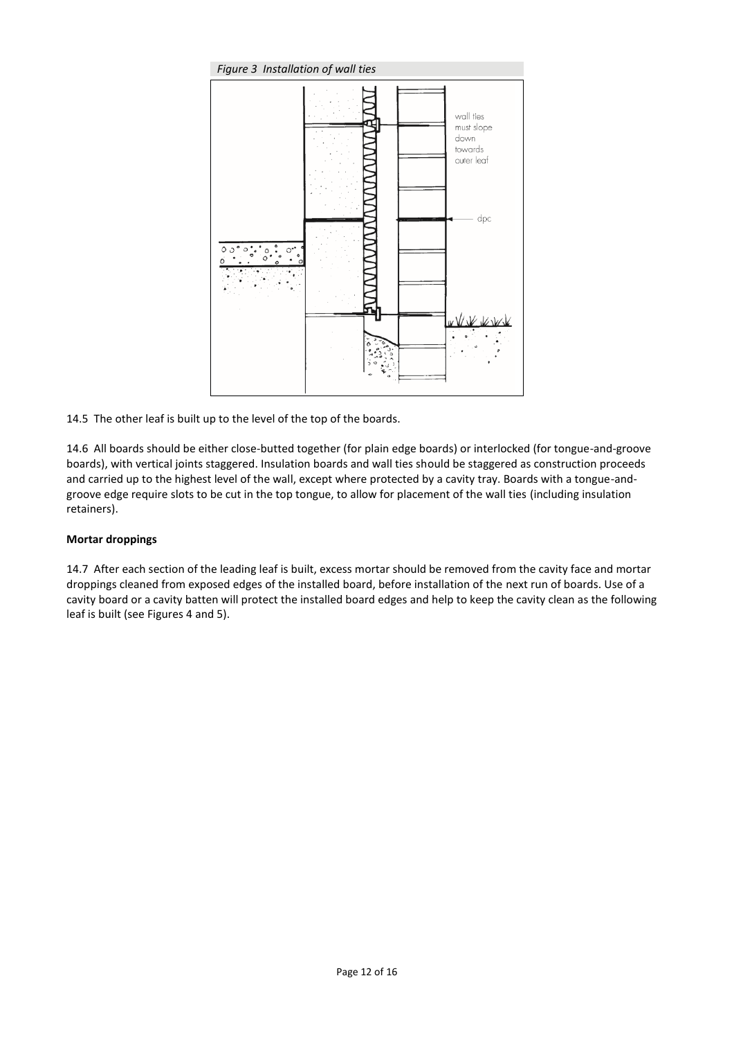*Figure 3 Installation of wall ties*

wall ties must slope down towards outer leaf

dpc

14.5 The other leaf is built up to the level of the top of the boards.

14.6 All boards should be either close-butted together (for plain edge boards) or interlocked (for tongue-and-groove boards), with vertical joints staggered. Insulation boards and wall ties should be staggered as construction proceeds and carried up to the highest level of the wall, except where protected by a cavity tray. Boards with a tongue-and-groove edge require slots to be cut in the top tongue, to allow for placement of the wall ties (including insulation retainers).

**Mortar droppings**

14.7 After each section of the leading leaf is built, excess mortar should be removed from the cavity face and mortar droppings cleaned from exposed edges of the installed board, before installation of the next run of boards. Use of a cavity board or a cavity batten will protect the installed board edges and help to keep the cavity clean as the following leaf is built (see Figures 4 and 5).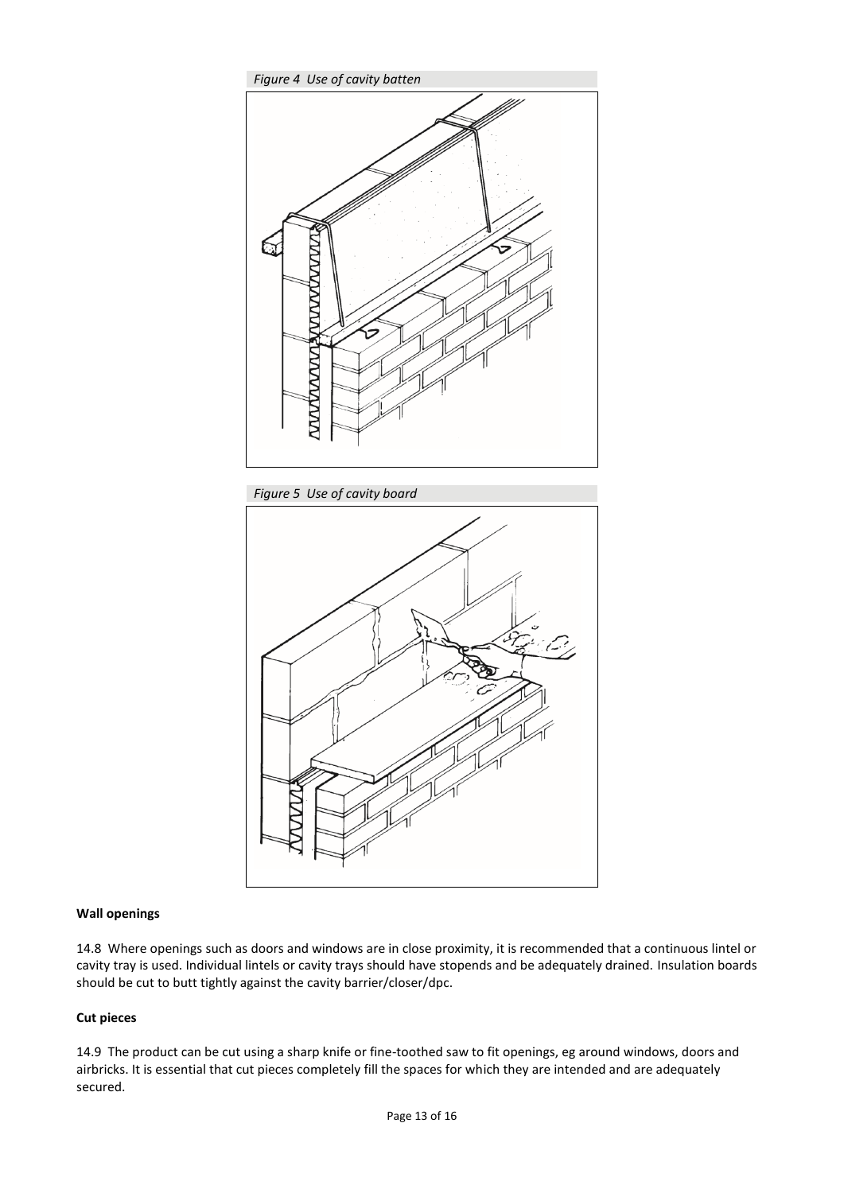*Figure 4 Use of cavity batten*

*Figure 5 Use of cavity board*

**Wall openings**

14.8 Where openings such as doors and windows are in close proximity, it is recommended that a continuous lintel or cavity tray is used. Individual lintels or cavity trays should have stopends and be adequately drained. Insulation boards should be cut to butt tightly against the cavity barrier/closer/dpc.

**Cut pieces**

14.9 The product can be cut using a sharp knife or fine-toothed saw to fit openings, eg around windows, doors and airbricks. It is essential that cut pieces completely fill the spaces for which they are intended and are adequately secured.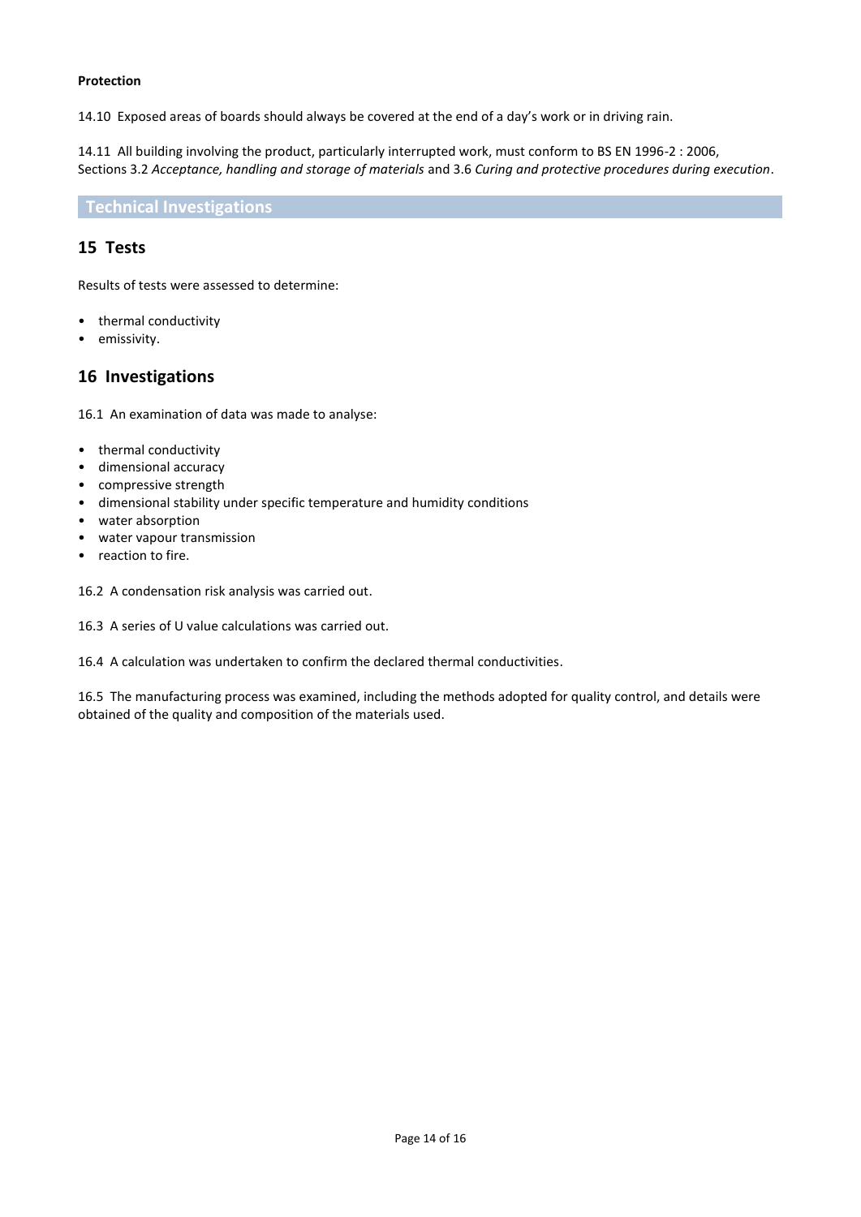**Protection**

14.10 Exposed areas of boards should always be covered at the end of a day's work or in driving rain.

14.11 All building involving the product, particularly interrupted work, must conform to BS EN 1996-2 : 2006, Sections 3.2 *Acceptance, handling and storage of materials* and 3.6 *Curing and protective procedures during execution*.

# Technical Investigations

## 15 Tests

Results of tests were assessed to determine:

- thermal conductivity
- emissivity.

## 16 Investigations

16.1 An examination of data was made to analyse:

- thermal conductivity
- dimensional accuracy
- compressive strength
- dimensional stability under specific temperature and humidity conditions
- water absorption
- water vapour transmission
- reaction to fire.

16.2 A condensation risk analysis was carried out.

16.3 A series of U value calculations was carried out.

16.4 A calculation was undertaken to confirm the declared thermal conductivities.

16.5 The manufacturing process was examined, including the methods adopted for quality control, and details were obtained of the quality and composition of the materials used.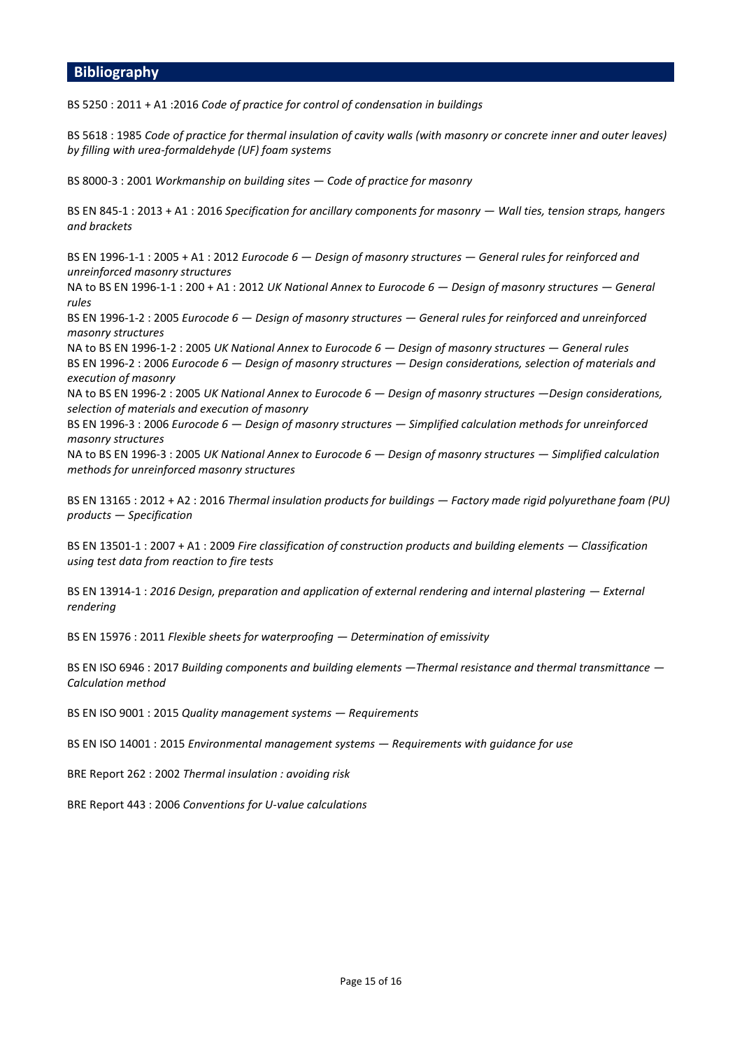## Bibliography

BS 5250 : 2011 + A1 :2016 *Code of practice for control of condensation in buildings*

BS 5618 : 1985 *Code of practice for thermal insulation of cavity walls (with masonry or concrete inner and outer leaves) by filling with urea-formaldehyde (UF) foam systems*

BS 8000-3 : 2001 *Workmanship on building sites — Code of practice for masonry*

BS EN 845-1 : 2013 + A1 : 2016 *Specification for ancillary components for masonry — Wall ties, tension straps, hangers and brackets*

BS EN 1996-1-1 : 2005 + A1 : 2012 *Eurocode 6 — Design of masonry structures — General rules for reinforced and unreinforced masonry structures*
NA to BS EN 1996-1-1 : 200 + A1 : 2012 *UK National Annex to Eurocode 6 — Design of masonry structures — General rules*
BS EN 1996-1-2 : 2005 *Eurocode 6 — Design of masonry structures — General rules for reinforced and unreinforced masonry structures*
NA to BS EN 1996-1-2 : 2005 *UK National Annex to Eurocode 6 — Design of masonry structures — General rules*
BS EN 1996-2 : 2006 *Eurocode 6 — Design of masonry structures — Design considerations, selection of materials and execution of masonry*
NA to BS EN 1996-2 : 2005 *UK National Annex to Eurocode 6 — Design of masonry structures —Design considerations, selection of materials and execution of masonry*
BS EN 1996-3 : 2006 *Eurocode 6 — Design of masonry structures — Simplified calculation methods for unreinforced masonry structures*
NA to BS EN 1996-3 : 2005 *UK National Annex to Eurocode 6 — Design of masonry structures — Simplified calculation methods for unreinforced masonry structures*

BS EN 13165 : 2012 + A2 : 2016 *Thermal insulation products for buildings — Factory made rigid polyurethane foam (PU) products — Specification*

BS EN 13501-1 : 2007 + A1 : 2009 *Fire classification of construction products and building elements — Classification using test data from reaction to fire tests*

BS EN 13914-1 : *2016 Design, preparation and application of external rendering and internal plastering — External rendering*

BS EN 15976 : 2011 *Flexible sheets for waterproofing — Determination of emissivity*

BS EN ISO 6946 : 2017 *Building components and building elements —Thermal resistance and thermal transmittance — Calculation method*

BS EN ISO 9001 : 2015 *Quality management systems — Requirements*

BS EN ISO 14001 : 2015 *Environmental management systems — Requirements with guidance for use*

BRE Report 262 : 2002 *Thermal insulation : avoiding risk*

BRE Report 443 : 2006 *Conventions for U-value calculations*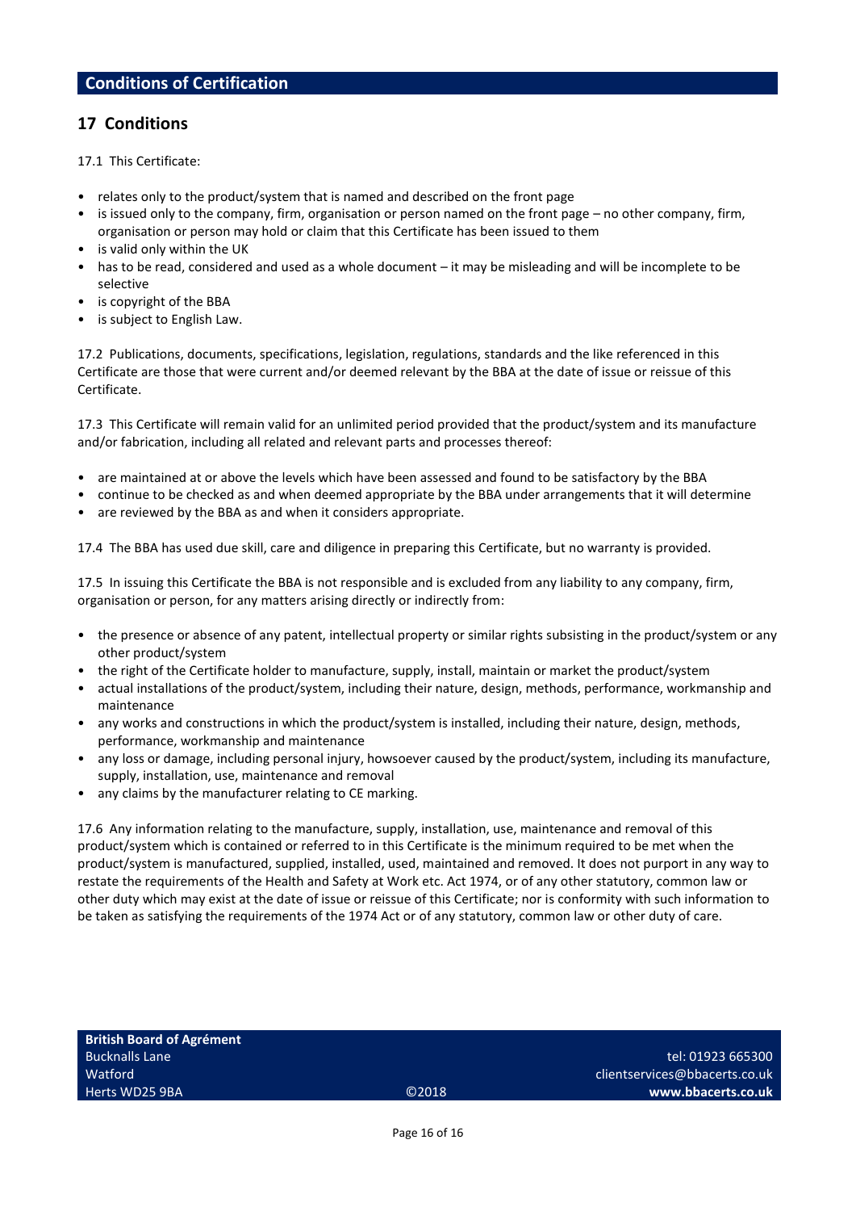## Conditions of Certification

## 17 Conditions

17.1 This Certificate:

- relates only to the product/system that is named and described on the front page
- is issued only to the company, firm, organisation or person named on the front page – no other company, firm, organisation or person may hold or claim that this Certificate has been issued to them
- is valid only within the UK
- has to be read, considered and used as a whole document – it may be misleading and will be incomplete to be selective
- is copyright of the BBA
- is subject to English Law.

17.2 Publications, documents, specifications, legislation, regulations, standards and the like referenced in this Certificate are those that were current and/or deemed relevant by the BBA at the date of issue or reissue of this Certificate.

17.3 This Certificate will remain valid for an unlimited period provided that the product/system and its manufacture and/or fabrication, including all related and relevant parts and processes thereof:

- are maintained at or above the levels which have been assessed and found to be satisfactory by the BBA
- continue to be checked as and when deemed appropriate by the BBA under arrangements that it will determine
- are reviewed by the BBA as and when it considers appropriate.

17.4 The BBA has used due skill, care and diligence in preparing this Certificate, but no warranty is provided.

17.5 In issuing this Certificate the BBA is not responsible and is excluded from any liability to any company, firm, organisation or person, for any matters arising directly or indirectly from:

- the presence or absence of any patent, intellectual property or similar rights subsisting in the product/system or any other product/system
- the right of the Certificate holder to manufacture, supply, install, maintain or market the product/system
- actual installations of the product/system, including their nature, design, methods, performance, workmanship and maintenance
- any works and constructions in which the product/system is installed, including their nature, design, methods, performance, workmanship and maintenance
- any loss or damage, including personal injury, howsoever caused by the product/system, including its manufacture, supply, installation, use, maintenance and removal
- any claims by the manufacturer relating to CE marking.

17.6 Any information relating to the manufacture, supply, installation, use, maintenance and removal of this product/system which is contained or referred to in this Certificate is the minimum required to be met when the product/system is manufactured, supplied, installed, used, maintained and removed. It does not purport in any way to restate the requirements of the Health and Safety at Work etc. Act 1974, or of any other statutory, common law or other duty which may exist at the date of issue or reissue of this Certificate; nor is conformity with such information to be taken as satisfying the requirements of the 1974 Act or of any statutory, common law or other duty of care.

**British Board of Agrément**
Bucknalls Lane
Watford
Herts WD25 9BA

©2018

tel: 01923 665300
clientservices@bbacerts.co.uk
**www.bbacerts.co.uk**